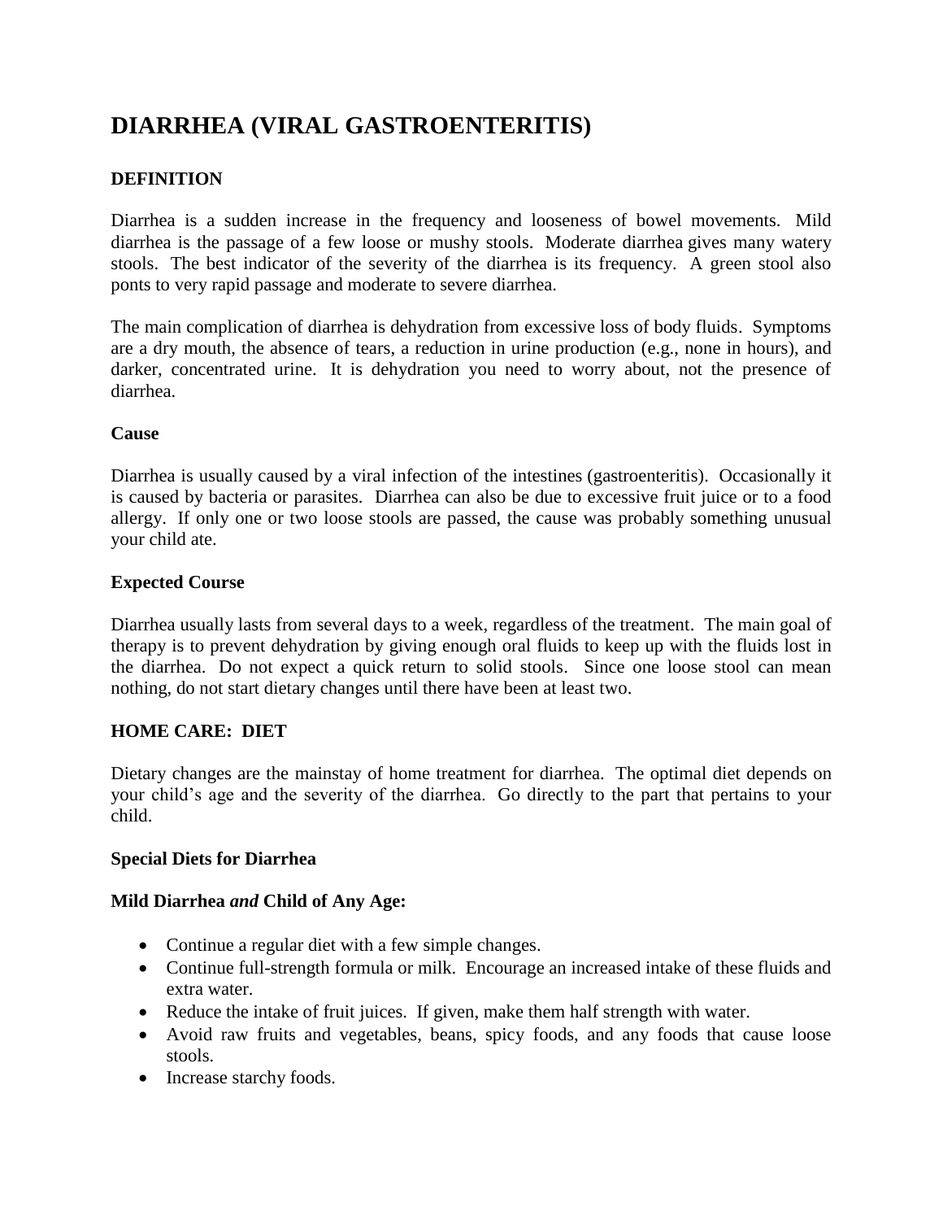# DIARRHEA (VIRAL GASTROENTERITIS)

## DEFINITION

Diarrhea is a sudden increase in the frequency and looseness of bowel movements. Mild diarrhea is the passage of a few loose or mushy stools. Moderate diarrhea gives many watery stools. The best indicator of the severity of the diarrhea is its frequency. A green stool also ponts to very rapid passage and moderate to severe diarrhea.

The main complication of diarrhea is dehydration from excessive loss of body fluids. Symptoms are a dry mouth, the absence of tears, a reduction in urine production (e.g., none in hours), and darker, concentrated urine. It is dehydration you need to worry about, not the presence of diarrhea.

### Cause

Diarrhea is usually caused by a viral infection of the intestines (gastroenteritis). Occasionally it is caused by bacteria or parasites. Diarrhea can also be due to excessive fruit juice or to a food allergy. If only one or two loose stools are passed, the cause was probably something unusual your child ate.

### Expected Course

Diarrhea usually lasts from several days to a week, regardless of the treatment. The main goal of therapy is to prevent dehydration by giving enough oral fluids to keep up with the fluids lost in the diarrhea. Do not expect a quick return to solid stools. Since one loose stool can mean nothing, do not start dietary changes until there have been at least two.

## HOME CARE: DIET

Dietary changes are the mainstay of home treatment for diarrhea. The optimal diet depends on your child's age and the severity of the diarrhea. Go directly to the part that pertains to your child.

### Special Diets for Diarrhea

### Mild Diarrhea *and* Child of Any Age:

- Continue a regular diet with a few simple changes.
- Continue full-strength formula or milk. Encourage an increased intake of these fluids and extra water.
- Reduce the intake of fruit juices. If given, make them half strength with water.
- Avoid raw fruits and vegetables, beans, spicy foods, and any foods that cause loose stools.
- Increase starchy foods.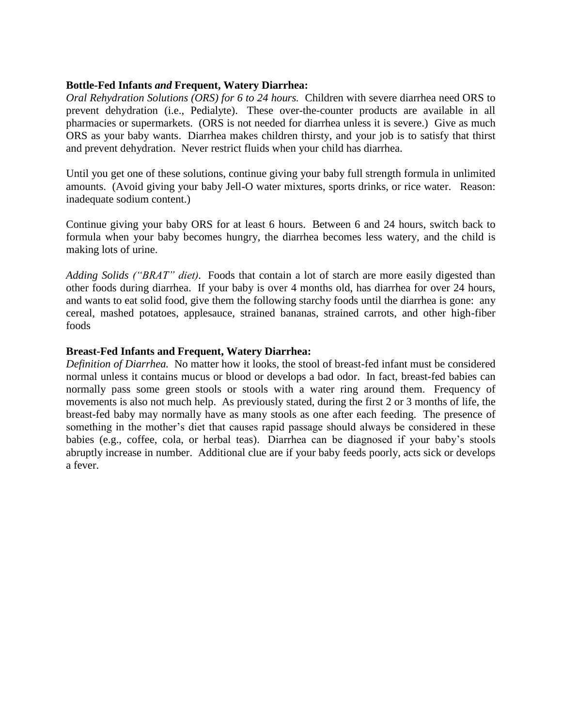**Bottle-Fed Infants *and* Frequent, Watery Diarrhea:**

*Oral Rehydration Solutions (ORS) for 6 to 24 hours.* Children with severe diarrhea need ORS to prevent dehydration (i.e., Pedialyte). These over-the-counter products are available in all pharmacies or supermarkets. (ORS is not needed for diarrhea unless it is severe.) Give as much ORS as your baby wants. Diarrhea makes children thirsty, and your job is to satisfy that thirst and prevent dehydration. Never restrict fluids when your child has diarrhea.

Until you get one of these solutions, continue giving your baby full strength formula in unlimited amounts. (Avoid giving your baby Jell-O water mixtures, sports drinks, or rice water. Reason: inadequate sodium content.)

Continue giving your baby ORS for at least 6 hours. Between 6 and 24 hours, switch back to formula when your baby becomes hungry, the diarrhea becomes less watery, and the child is making lots of urine.

*Adding Solids ("BRAT" diet).* Foods that contain a lot of starch are more easily digested than other foods during diarrhea. If your baby is over 4 months old, has diarrhea for over 24 hours, and wants to eat solid food, give them the following starchy foods until the diarrhea is gone: any cereal, mashed potatoes, applesauce, strained bananas, strained carrots, and other high-fiber foods

**Breast-Fed Infants and Frequent, Watery Diarrhea:**

*Definition of Diarrhea.* No matter how it looks, the stool of breast-fed infant must be considered normal unless it contains mucus or blood or develops a bad odor. In fact, breast-fed babies can normally pass some green stools or stools with a water ring around them. Frequency of movements is also not much help. As previously stated, during the first 2 or 3 months of life, the breast-fed baby may normally have as many stools as one after each feeding. The presence of something in the mother's diet that causes rapid passage should always be considered in these babies (e.g., coffee, cola, or herbal teas). Diarrhea can be diagnosed if your baby's stools abruptly increase in number. Additional clue are if your baby feeds poorly, acts sick or develops a fever.